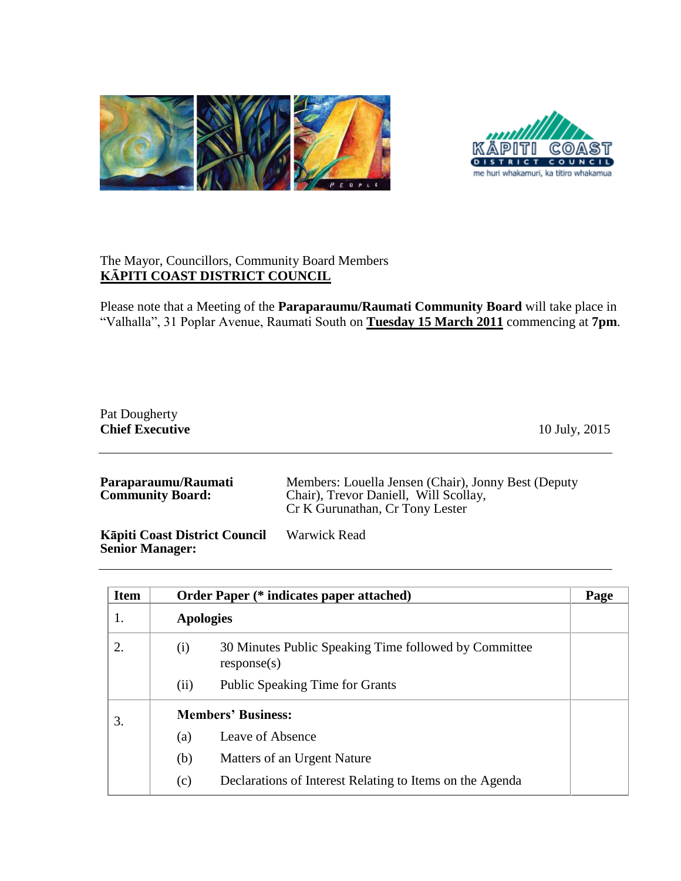The Mayor, Councillors, Community Board Members
**<u>KĀPITI COAST DISTRICT COUNCIL</u>**

Please note that a Meeting of the **Paraparaumu/Raumati Community Board** will take place in "Valhalla", 31 Poplar Avenue, Raumati South on **<u>Tuesday 15 March 2011</u>** commencing at **7pm**.

Pat Dougherty
**Chief Executive**

10 July, 2015

---

**Paraparaumu/Raumati Community Board:** Members: Louella Jensen (Chair), Jonny Best (Deputy Chair), Trevor Daniell, Will Scollay, Cr K Gurunathan, Cr Tony Lester

**Kāpiti Coast District Council Senior Manager:** Warwick Read

---

| Item | Order Paper (* indicates paper attached) | Page |
|---|---|---|
| 1. | **Apologies** | |
| 2. | (i) 30 Minutes Public Speaking Time followed by Committee response(s)<br>(ii) Public Speaking Time for Grants | |
| 3. | **Members' Business:**<br>(a) Leave of Absence<br>(b) Matters of an Urgent Nature<br>(c) Declarations of Interest Relating to Items on the Agenda | |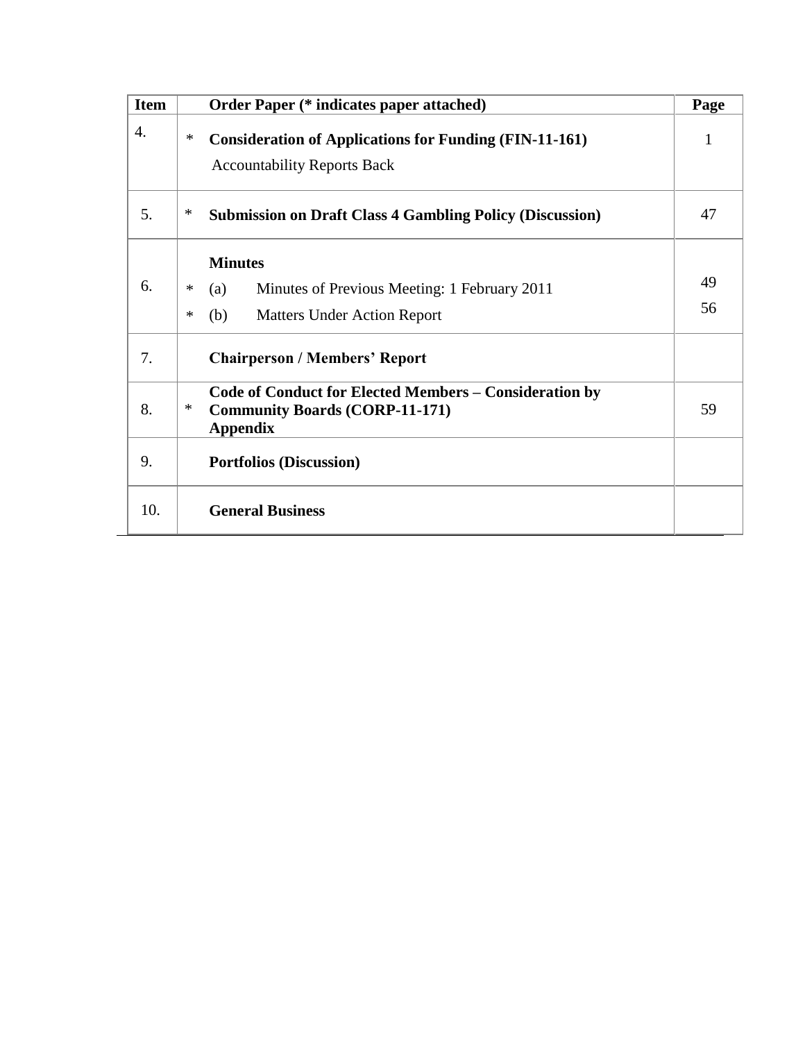| Item | | Order Paper (* indicates paper attached) | Page |
|---|---|---|---|
| 4. | * | **Consideration of Applications for Funding (FIN-11-161)**<br>Accountability Reports Back | 1 |
| 5. | * | **Submission on Draft Class 4 Gambling Policy (Discussion)** | 47 |
| 6. | <br>*<br>* | **Minutes**<br>(a) Minutes of Previous Meeting: 1 February 2011<br>(b) Matters Under Action Report | <br>49<br>56 |
| 7. | | **Chairperson / Members' Report** | |
| 8. | * | **Code of Conduct for Elected Members – Consideration by Community Boards (CORP-11-171)**<br>**Appendix** | 59 |
| 9. | | **Portfolios (Discussion)** | |
| 10. | | **General Business** | |